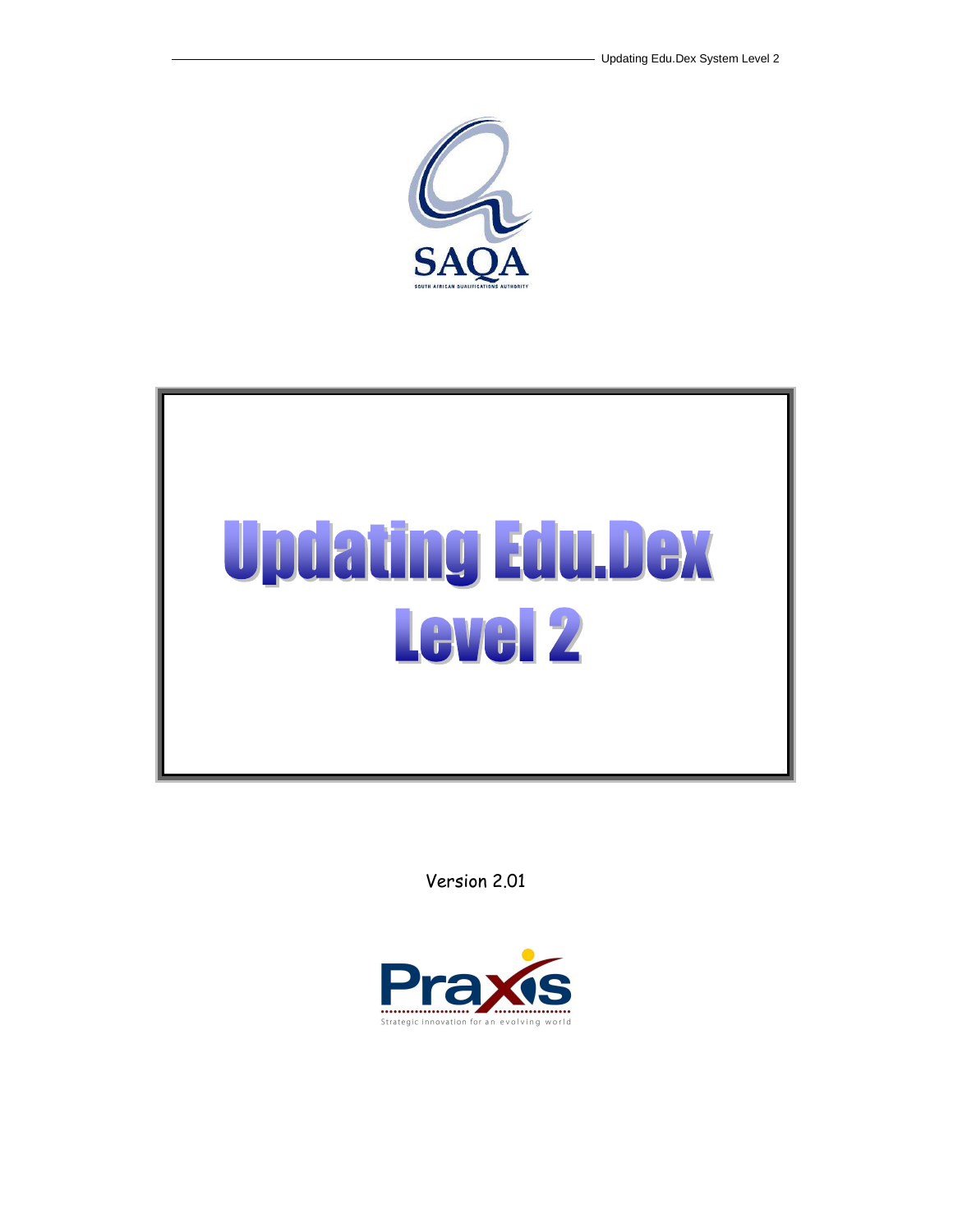SAQA

SOUTH AFRICAN QUALIFICATIONS AUTHORITY

# Updating Edu.Dex Level 2

Version 2.01

Praxis

Strategic innovation for an evolving world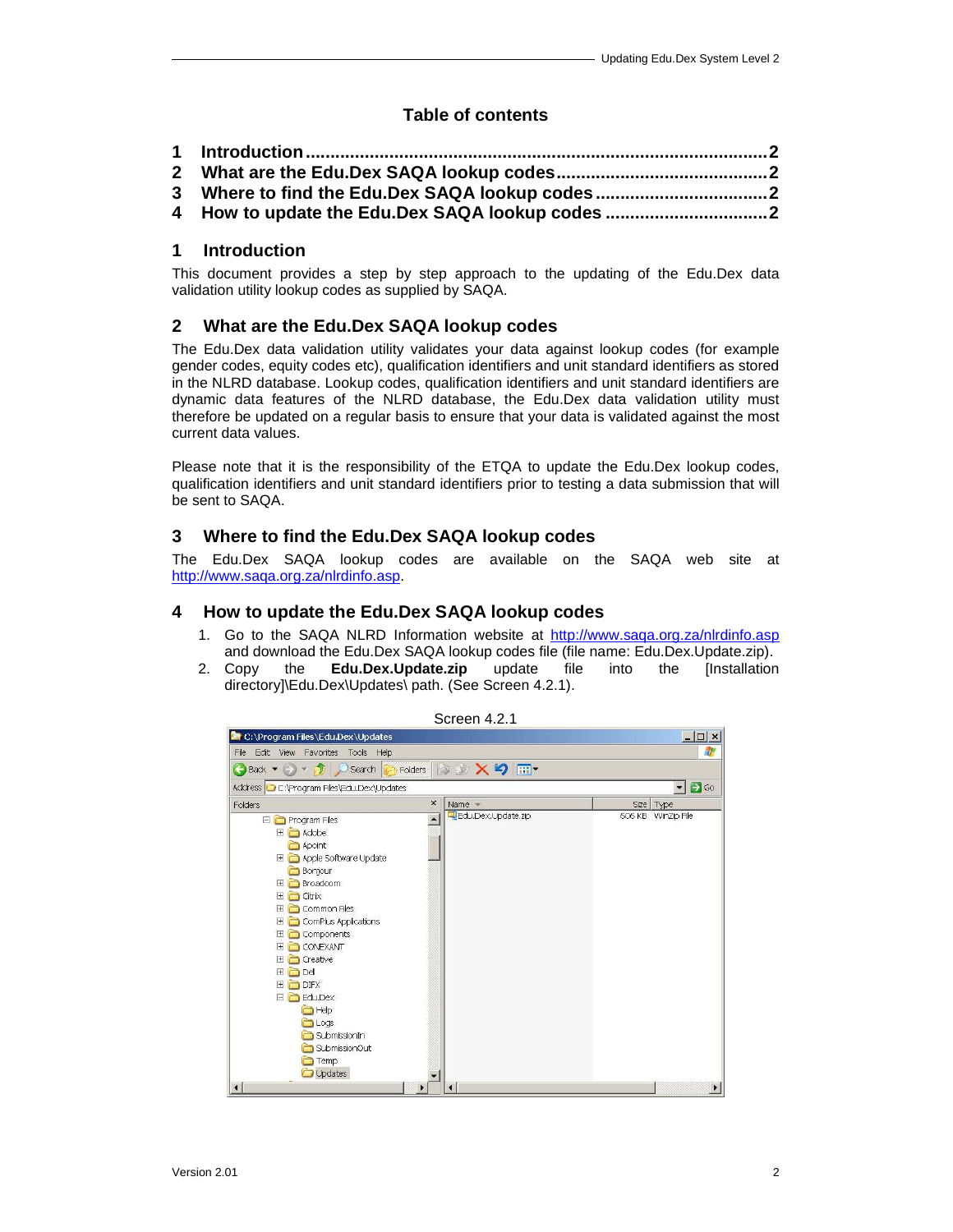## Table of contents

1 Introduction ..................................................................................2
2 What are the Edu.Dex SAQA lookup codes..........................................2
3 Where to find the Edu.Dex SAQA lookup codes ..................................2
4 How to update the Edu.Dex SAQA lookup codes ................................2

## 1 Introduction

This document provides a step by step approach to the updating of the Edu.Dex data validation utility lookup codes as supplied by SAQA.

## 2 What are the Edu.Dex SAQA lookup codes

The Edu.Dex data validation utility validates your data against lookup codes (for example gender codes, equity codes etc), qualification identifiers and unit standard identifiers as stored in the NLRD database. Lookup codes, qualification identifiers and unit standard identifiers are dynamic data features of the NLRD database, the Edu.Dex data validation utility must therefore be updated on a regular basis to ensure that your data is validated against the most current data values.

Please note that it is the responsibility of the ETQA to update the Edu.Dex lookup codes, qualification identifiers and unit standard identifiers prior to testing a data submission that will be sent to SAQA.

## 3 Where to find the Edu.Dex SAQA lookup codes

The Edu.Dex SAQA lookup codes are available on the SAQA web site at http://www.saqa.org.za/nlrdinfo.asp.

## 4 How to update the Edu.Dex SAQA lookup codes

1. Go to the SAQA NLRD Information website at http://www.saqa.org.za/nlrdinfo.asp and download the Edu.Dex SAQA lookup codes file (file name: Edu.Dex.Update.zip).
2. Copy the **Edu.Dex.Update.zip** update file into the [Installation directory]\Edu.Dex\Updates\ path. (See Screen 4.2.1).

Screen 4.2.1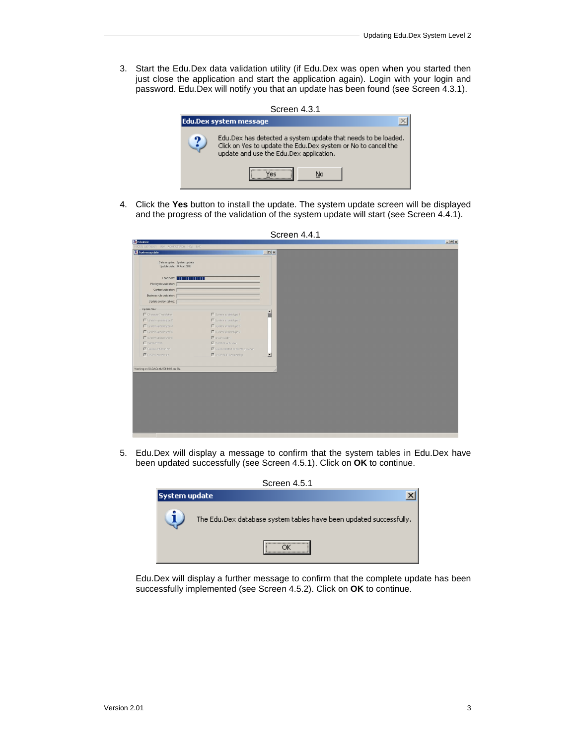3. Start the Edu.Dex data validation utility (if Edu.Dex was open when you started then just close the application and start the application again). Login with your login and password. Edu.Dex will notify you that an update has been found (see Screen 4.3.1).

Screen 4.3.1

4. Click the **Yes** button to install the update. The system update screen will be displayed and the progress of the validation of the system update will start (see Screen 4.4.1).

Screen 4.4.1

5. Edu.Dex will display a message to confirm that the system tables in Edu.Dex have been updated successfully (see Screen 4.5.1). Click on **OK** to continue.

Screen 4.5.1

Edu.Dex will display a further message to confirm that the complete update has been successfully implemented (see Screen 4.5.2). Click on **OK** to continue.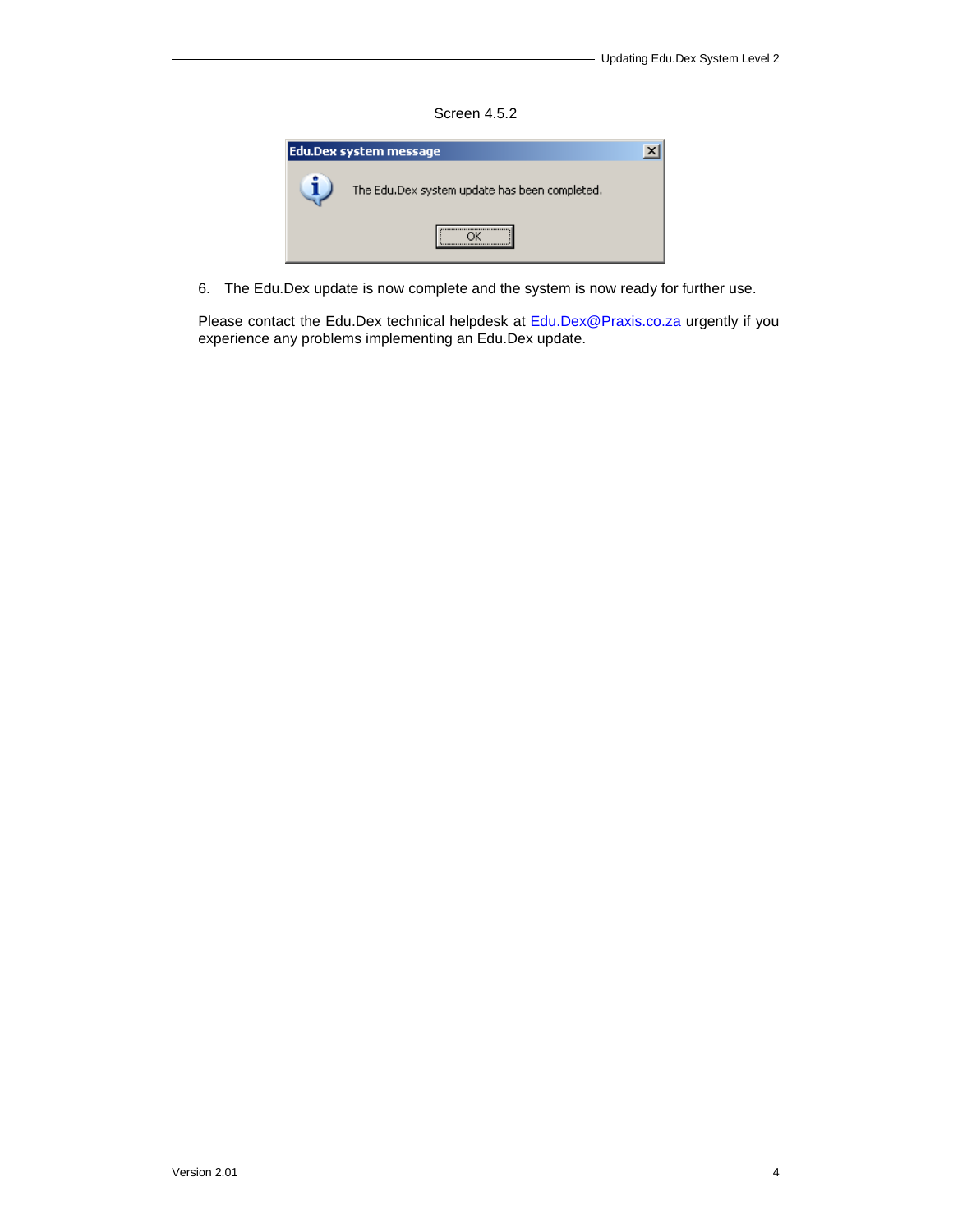Screen 4.5.2

6. The Edu.Dex update is now complete and the system is now ready for further use.

Please contact the Edu.Dex technical helpdesk at Edu.Dex@Praxis.co.za urgently if you experience any problems implementing an Edu.Dex update.